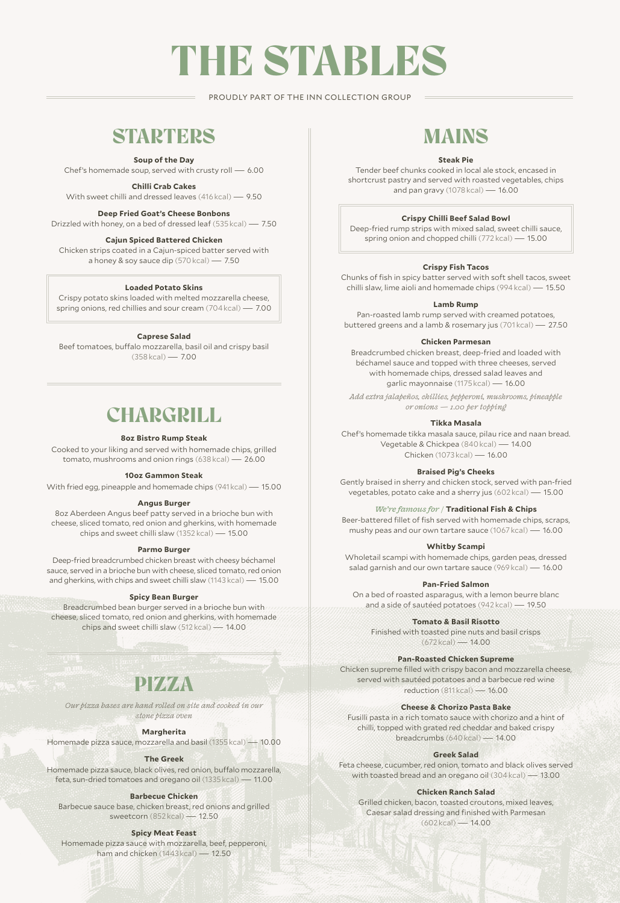# THE STABLES

PROUDLY PART OF THE INN COLLECTION GROUP

## STARTERS

**Soup of the Day**
Chef's homemade soup, served with crusty roll — 6.00

**Chilli Crab Cakes**
With sweet chilli and dressed leaves (416 kcal) — 9.50

**Deep Fried Goat's Cheese Bonbons**
Drizzled with honey, on a bed of dressed leaf (535 kcal) — 7.50

**Cajun Spiced Battered Chicken**
Chicken strips coated in a Cajun-spiced batter served with a honey & soy sauce dip (570 kcal) — 7.50

**Loaded Potato Skins**
Crispy potato skins loaded with melted mozzarella cheese, spring onions, red chillies and sour cream (704 kcal) — 7.00

**Caprese Salad**
Beef tomatoes, buffalo mozzarella, basil oil and crispy basil (358 kcal) — 7.00

## CHARGRILL

**8oz Bistro Rump Steak**
Cooked to your liking and served with homemade chips, grilled tomato, mushrooms and onion rings (638 kcal) — 26.00

**10oz Gammon Steak**
With fried egg, pineapple and homemade chips (941 kcal) — 15.00

**Angus Burger**
8oz Aberdeen Angus beef patty served in a brioche bun with cheese, sliced tomato, red onion and gherkins, with homemade chips and sweet chilli slaw (1352 kcal) — 15.00

**Parmo Burger**
Deep-fried breadcrumbed chicken breast with cheesy béchamel sauce, served in a brioche bun with cheese, sliced tomato, red onion and gherkins, with chips and sweet chilli slaw (1143 kcal) — 15.00

**Spicy Bean Burger**
Breadcrumbed bean burger served in a brioche bun with cheese, sliced tomato, red onion and gherkins, with homemade chips and sweet chilli slaw (512 kcal) — 14.00

## PIZZA

*Our pizza bases are hand rolled on site and cooked in our stone pizza oven*

**Margherita**
Homemade pizza sauce, mozzarella and basil (1355 kcal) — 10.00

**The Greek**
Homemade pizza sauce, black olives, red onion, buffalo mozzarella, feta, sun-dried tomatoes and oregano oil (1335 kcal) — 11.00

**Barbecue Chicken**
Barbecue sauce base, chicken breast, red onions and grilled sweetcorn (852 kcal) — 12.50

**Spicy Meat Feast**
Homemade pizza sauce with mozzarella, beef, pepperoni, ham and chicken (1443 kcal) — 12.50

## MAINS

**Steak Pie**
Tender beef chunks cooked in local ale stock, encased in shortcrust pastry and served with roasted vegetables, chips and pan gravy (1078 kcal) — 16.00

**Crispy Chilli Beef Salad Bowl**
Deep-fried rump strips with mixed salad, sweet chilli sauce, spring onion and chopped chilli (772 kcal) — 15.00

**Crispy Fish Tacos**
Chunks of fish in spicy batter served with soft shell tacos, sweet chilli slaw, lime aioli and homemade chips (994 kcal) — 15.50

**Lamb Rump**
Pan-roasted lamb rump served with creamed potatoes, buttered greens and a lamb & rosemary jus (701 kcal) — 27.50

**Chicken Parmesan**
Breadcrumbed chicken breast, deep-fried and loaded with béchamel sauce and topped with three cheeses, served with homemade chips, dressed salad leaves and garlic mayonnaise (1175 kcal) — 16.00

*Add extra jalapeños, chillies, pepperoni, mushrooms, pineapple or onions — 1.00 per topping*

**Tikka Masala**
Chef's homemade tikka masala sauce, pilau rice and naan bread.
Vegetable & Chickpea (840 kcal) — 14.00
Chicken (1073 kcal) — 16.00

**Braised Pig's Cheeks**
Gently braised in sherry and chicken stock, served with pan-fried vegetables, potato cake and a sherry jus (602 kcal) — 15.00

*We're famous for* / **Traditional Fish & Chips**
Beer-battered fillet of fish served with homemade chips, scraps, mushy peas and our own tartare sauce (1067 kcal) — 16.00

**Whitby Scampi**
Wholetail scampi with homemade chips, garden peas, dressed salad garnish and our own tartare sauce (969 kcal) — 16.00

**Pan-Fried Salmon**
On a bed of roasted asparagus, with a lemon beurre blanc and a side of sautéed potatoes (942 kcal) — 19.50

**Tomato & Basil Risotto**
Finished with toasted pine nuts and basil crisps (672 kcal) — 14.00

**Pan-Roasted Chicken Supreme**
Chicken supreme filled with crispy bacon and mozzarella cheese, served with sautéed potatoes and a barbecue red wine reduction (811 kcal) — 16.00

**Cheese & Chorizo Pasta Bake**
Fusilli pasta in a rich tomato sauce with chorizo and a hint of chilli, topped with grated red cheddar and baked crispy breadcrumbs (640 kcal) — 14.00

**Greek Salad**
Feta cheese, cucumber, red onion, tomato and black olives served with toasted bread and an oregano oil (304 kcal) — 13.00

**Chicken Ranch Salad**
Grilled chicken, bacon, toasted croutons, mixed leaves, Caesar salad dressing and finished with Parmesan (602 kcal) — 14.00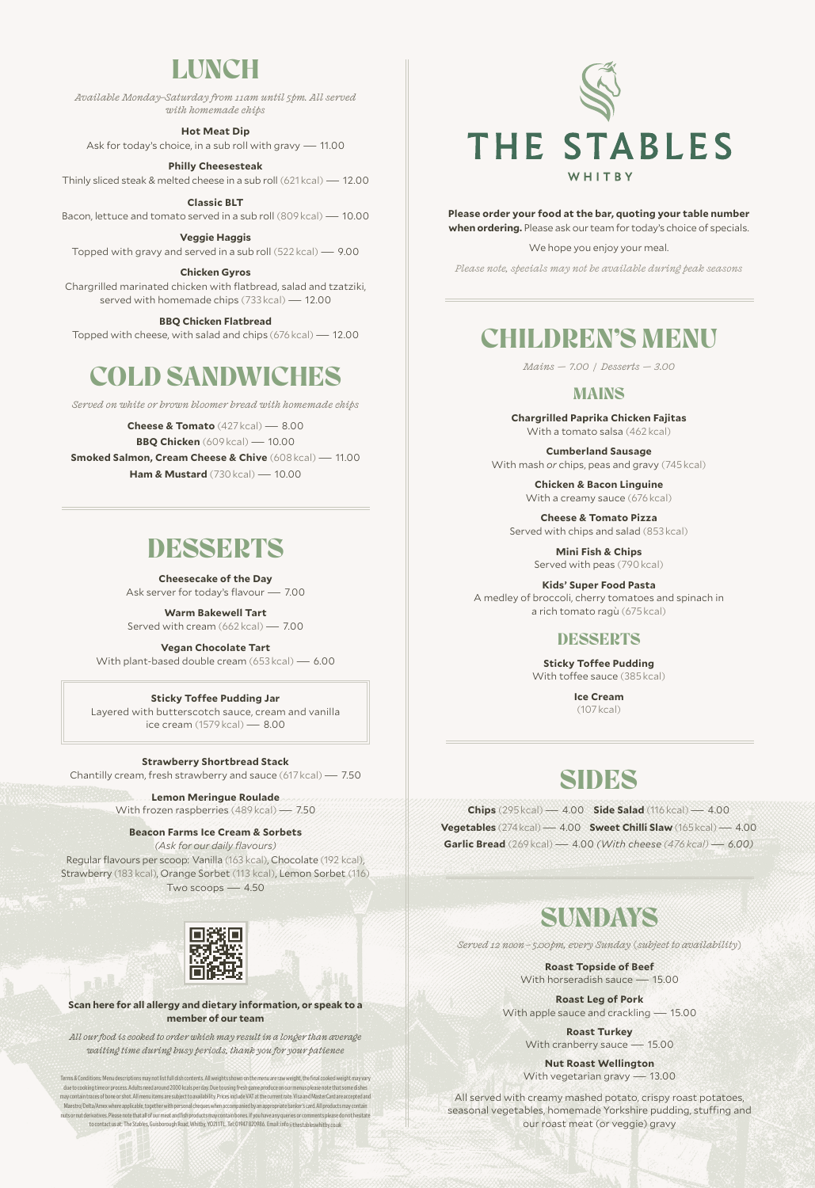# LUNCH

*Available Monday–Saturday from 11am until 5pm. All served with homemade chips*

**Hot Meat Dip**
Ask for today's choice, in a sub roll with gravy — 11.00

**Philly Cheesesteak**
Thinly sliced steak & melted cheese in a sub roll (621 kcal) — 12.00

**Classic BLT**
Bacon, lettuce and tomato served in a sub roll (809 kcal) — 10.00

**Veggie Haggis**
Topped with gravy and served in a sub roll (522 kcal) — 9.00

**Chicken Gyros**
Chargrilled marinated chicken with flatbread, salad and tzatziki, served with homemade chips (733 kcal) — 12.00

**BBQ Chicken Flatbread**
Topped with cheese, with salad and chips (676 kcal) — 12.00

# COLD SANDWICHES

*Served on white or brown bloomer bread with homemade chips*

**Cheese & Tomato** (427 kcal) — 8.00
**BBQ Chicken** (609 kcal) — 10.00
**Smoked Salmon, Cream Cheese & Chive** (608 kcal) — 11.00
**Ham & Mustard** (730 kcal) — 10.00

# DESSERTS

**Cheesecake of the Day**
Ask server for today's flavour — 7.00

**Warm Bakewell Tart**
Served with cream (662 kcal) — 7.00

**Vegan Chocolate Tart**
With plant-based double cream (653 kcal) — 6.00

**Sticky Toffee Pudding Jar**
Layered with butterscotch sauce, cream and vanilla ice cream (1579 kcal) — 8.00

**Strawberry Shortbread Stack**
Chantilly cream, fresh strawberry and sauce (617 kcal) — 7.50

**Lemon Meringue Roulade**
With frozen raspberries (489 kcal) — 7.50

**Beacon Farms Ice Cream & Sorbets**
*(Ask for our daily flavours)*
Regular flavours per scoop: Vanilla (163 kcal), Chocolate (192 kcal), Strawberry (183 kcal), Orange Sorbet (113 kcal), Lemon Sorbet (116)
Two scoops — 4.50

**Scan here for all allergy and dietary information, or speak to a member of our team**

*All our food is cooked to order which may result in a longer than average waiting time during busy periods, thank you for your patience*

Terms & Conditions: Menu descriptions may not list full dish contents. All weights shown on the menu are raw weight, the final cooked weight may vary due to cooking time or process. Adults need around 2000 kcals per day. Due to using fresh game produce on our menus please note that some dishes may contain traces of bone or shot. All menu items are subject to availability. Prices include VAT at the current rate. Visa and MasterCard are accepted and Maestro/Delta/Amex where applicable, together with personal cheques when accompanied by an appropriate banker's card. All products may contain nuts or nut derivatives. Please note that all of our meat and fish products may contain bones. If you have any queries or comments please do not hesitate to contact us at: The Stables, Guisborough Road, Whitby, YO21 1TL. Tel: 01947 820986. Email: info@thestableswhitby.co.uk

# THE STABLES
WHITBY

**Please order your food at the bar, quoting your table number when ordering.** Please ask our team for today's choice of specials.

We hope you enjoy your meal.

*Please note, specials may not be available during peak seasons*

# CHILDREN'S MENU

*Mains — 7.00 / Desserts — 3.00*

## MAINS

**Chargrilled Paprika Chicken Fajitas**
With a tomato salsa (462 kcal)

**Cumberland Sausage**
With mash *or* chips, peas and gravy (745 kcal)

**Chicken & Bacon Linguine**
With a creamy sauce (676 kcal)

**Cheese & Tomato Pizza**
Served with chips and salad (853 kcal)

**Mini Fish & Chips**
Served with peas (790 kcal)

**Kids' Super Food Pasta**
A medley of broccoli, cherry tomatoes and spinach in a rich tomato ragù (675 kcal)

## DESSERTS

**Sticky Toffee Pudding**
With toffee sauce (385 kcal)

**Ice Cream**
(107 kcal)

# SIDES

**Chips** (295 kcal) — 4.00 **Side Salad** (116 kcal) — 4.00
**Vegetables** (274 kcal) — 4.00 **Sweet Chilli Slaw** (165 kcal) — 4.00
**Garlic Bread** (269 kcal) — 4.00 *(With cheese (476 kcal) — 6.00)*

# SUNDAYS

*Served 12 noon – 5.00pm, every Sunday (subject to availability)*

**Roast Topside of Beef**
With horseradish sauce — 15.00

**Roast Leg of Pork**
With apple sauce and crackling — 15.00

**Roast Turkey**
With cranberry sauce — 15.00

**Nut Roast Wellington**
With vegetarian gravy — 13.00

All served with creamy mashed potato, crispy roast potatoes, seasonal vegetables, homemade Yorkshire pudding, stuffing and our roast meat (or veggie) gravy